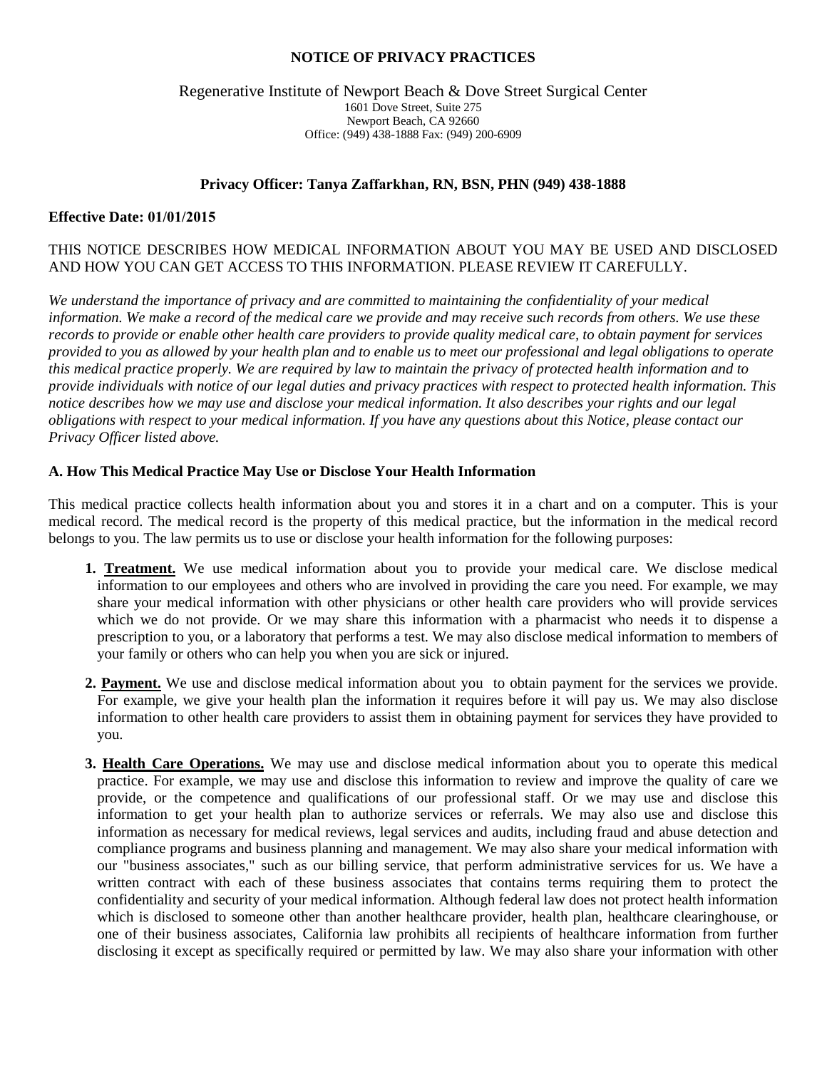# NOTICE OF PRIVACY PRACTICES

Regenerative Institute of Newport Beach & Dove Street Surgical Center
1601 Dove Street, Suite 275
Newport Beach, CA 92660
Office: (949) 438-1888 Fax: (949) 200-6909

**Privacy Officer: Tanya Zaffarkhan, RN, BSN, PHN (949) 438-1888**

**Effective Date: 01/01/2015**

THIS NOTICE DESCRIBES HOW MEDICAL INFORMATION ABOUT YOU MAY BE USED AND DISCLOSED AND HOW YOU CAN GET ACCESS TO THIS INFORMATION. PLEASE REVIEW IT CAREFULLY.

*We understand the importance of privacy and are committed to maintaining the confidentiality of your medical information. We make a record of the medical care we provide and may receive such records from others. We use these records to provide or enable other health care providers to provide quality medical care, to obtain payment for services provided to you as allowed by your health plan and to enable us to meet our professional and legal obligations to operate this medical practice properly. We are required by law to maintain the privacy of protected health information and to provide individuals with notice of our legal duties and privacy practices with respect to protected health information. This notice describes how we may use and disclose your medical information. It also describes your rights and our legal obligations with respect to your medical information. If you have any questions about this Notice, please contact our Privacy Officer listed above.*

## A. How This Medical Practice May Use or Disclose Your Health Information

This medical practice collects health information about you and stores it in a chart and on a computer. This is your medical record. The medical record is the property of this medical practice, but the information in the medical record belongs to you. The law permits us to use or disclose your health information for the following purposes:

1. **Treatment.** We use medical information about you to provide your medical care. We disclose medical information to our employees and others who are involved in providing the care you need. For example, we may share your medical information with other physicians or other health care providers who will provide services which we do not provide. Or we may share this information with a pharmacist who needs it to dispense a prescription to you, or a laboratory that performs a test. We may also disclose medical information to members of your family or others who can help you when you are sick or injured.

2. **Payment.** We use and disclose medical information about you to obtain payment for the services we provide. For example, we give your health plan the information it requires before it will pay us. We may also disclose information to other health care providers to assist them in obtaining payment for services they have provided to you.

3. **Health Care Operations.** We may use and disclose medical information about you to operate this medical practice. For example, we may use and disclose this information to review and improve the quality of care we provide, or the competence and qualifications of our professional staff. Or we may use and disclose this information to get your health plan to authorize services or referrals. We may also use and disclose this information as necessary for medical reviews, legal services and audits, including fraud and abuse detection and compliance programs and business planning and management. We may also share your medical information with our "business associates," such as our billing service, that perform administrative services for us. We have a written contract with each of these business associates that contains terms requiring them to protect the confidentiality and security of your medical information. Although federal law does not protect health information which is disclosed to someone other than another healthcare provider, health plan, healthcare clearinghouse, or one of their business associates, California law prohibits all recipients of healthcare information from further disclosing it except as specifically required or permitted by law. We may also share your information with other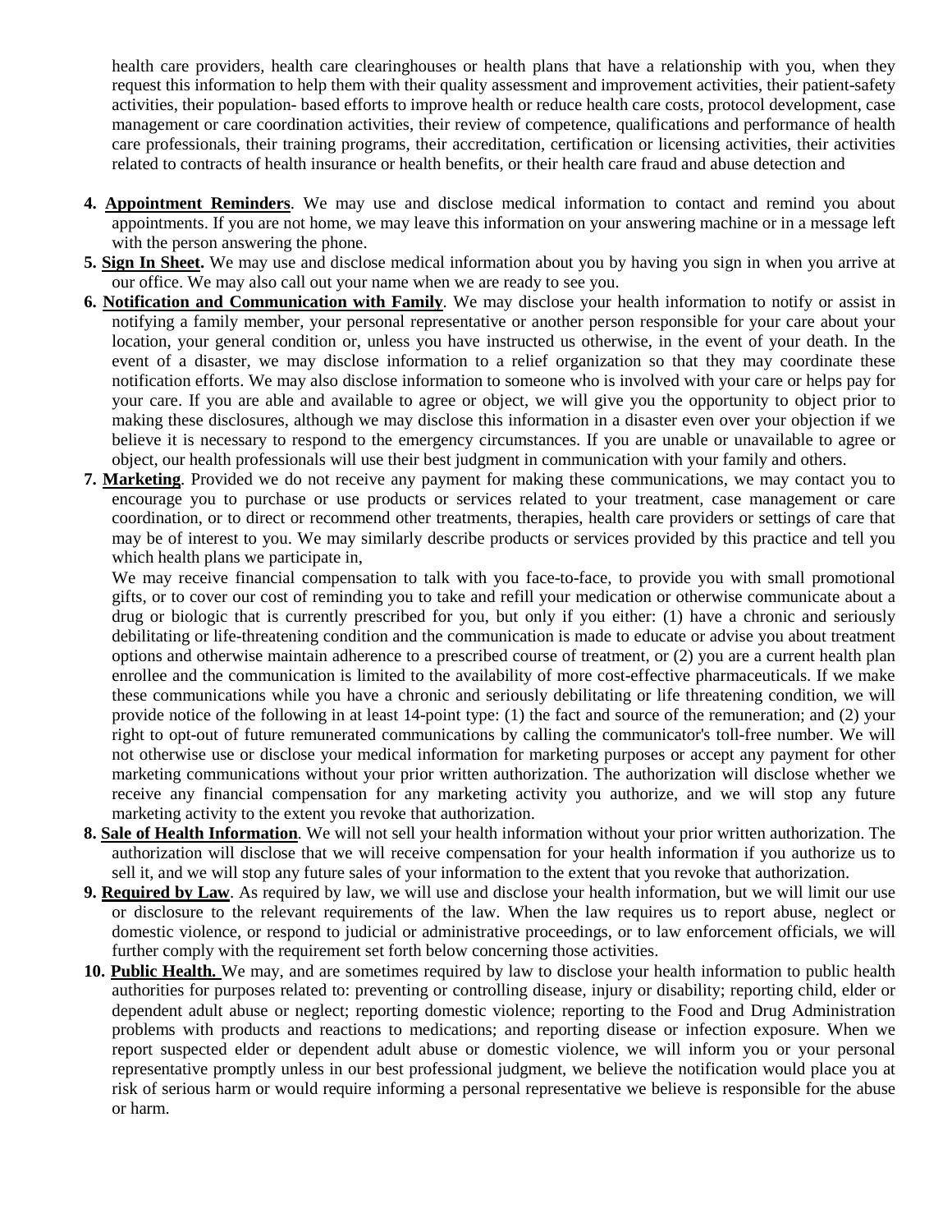health care providers, health care clearinghouses or health plans that have a relationship with you, when they request this information to help them with their quality assessment and improvement activities, their patient-safety activities, their population- based efforts to improve health or reduce health care costs, protocol development, case management or care coordination activities, their review of competence, qualifications and performance of health care professionals, their training programs, their accreditation, certification or licensing activities, their activities related to contracts of health insurance or health benefits, or their health care fraud and abuse detection and

4. **Appointment Reminders**. We may use and disclose medical information to contact and remind you about appointments. If you are not home, we may leave this information on your answering machine or in a message left with the person answering the phone.
5. **Sign In Sheet.** We may use and disclose medical information about you by having you sign in when you arrive at our office. We may also call out your name when we are ready to see you.
6. **Notification and Communication with Family**. We may disclose your health information to notify or assist in notifying a family member, your personal representative or another person responsible for your care about your location, your general condition or, unless you have instructed us otherwise, in the event of your death. In the event of a disaster, we may disclose information to a relief organization so that they may coordinate these notification efforts. We may also disclose information to someone who is involved with your care or helps pay for your care. If you are able and available to agree or object, we will give you the opportunity to object prior to making these disclosures, although we may disclose this information in a disaster even over your objection if we believe it is necessary to respond to the emergency circumstances. If you are unable or unavailable to agree or object, our health professionals will use their best judgment in communication with your family and others.
7. **Marketing**. Provided we do not receive any payment for making these communications, we may contact you to encourage you to purchase or use products or services related to your treatment, case management or care coordination, or to direct or recommend other treatments, therapies, health care providers or settings of care that may be of interest to you. We may similarly describe products or services provided by this practice and tell you which health plans we participate in,

   We may receive financial compensation to talk with you face-to-face, to provide you with small promotional gifts, or to cover our cost of reminding you to take and refill your medication or otherwise communicate about a drug or biologic that is currently prescribed for you, but only if you either: (1) have a chronic and seriously debilitating or life-threatening condition and the communication is made to educate or advise you about treatment options and otherwise maintain adherence to a prescribed course of treatment, or (2) you are a current health plan enrollee and the communication is limited to the availability of more cost-effective pharmaceuticals. If we make these communications while you have a chronic and seriously debilitating or life threatening condition, we will provide notice of the following in at least 14-point type: (1) the fact and source of the remuneration; and (2) your right to opt-out of future remunerated communications by calling the communicator's toll-free number. We will not otherwise use or disclose your medical information for marketing purposes or accept any payment for other marketing communications without your prior written authorization. The authorization will disclose whether we receive any financial compensation for any marketing activity you authorize, and we will stop any future marketing activity to the extent you revoke that authorization.
8. **Sale of Health Information**. We will not sell your health information without your prior written authorization. The authorization will disclose that we will receive compensation for your health information if you authorize us to sell it, and we will stop any future sales of your information to the extent that you revoke that authorization.
9. **Required by Law**. As required by law, we will use and disclose your health information, but we will limit our use or disclosure to the relevant requirements of the law. When the law requires us to report abuse, neglect or domestic violence, or respond to judicial or administrative proceedings, or to law enforcement officials, we will further comply with the requirement set forth below concerning those activities.
10. **Public Health.** We may, and are sometimes required by law to disclose your health information to public health authorities for purposes related to: preventing or controlling disease, injury or disability; reporting child, elder or dependent adult abuse or neglect; reporting domestic violence; reporting to the Food and Drug Administration problems with products and reactions to medications; and reporting disease or infection exposure. When we report suspected elder or dependent adult abuse or domestic violence, we will inform you or your personal representative promptly unless in our best professional judgment, we believe the notification would place you at risk of serious harm or would require informing a personal representative we believe is responsible for the abuse or harm.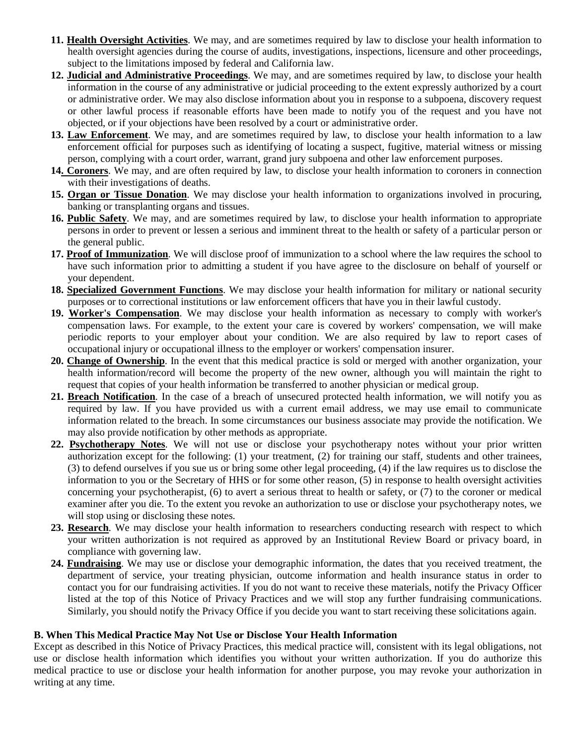11. **Health Oversight Activities**. We may, and are sometimes required by law to disclose your health information to health oversight agencies during the course of audits, investigations, inspections, licensure and other proceedings, subject to the limitations imposed by federal and California law.
12. **Judicial and Administrative Proceedings**. We may, and are sometimes required by law, to disclose your health information in the course of any administrative or judicial proceeding to the extent expressly authorized by a court or administrative order. We may also disclose information about you in response to a subpoena, discovery request or other lawful process if reasonable efforts have been made to notify you of the request and you have not objected, or if your objections have been resolved by a court or administrative order.
13. **Law Enforcement**. We may, and are sometimes required by law, to disclose your health information to a law enforcement official for purposes such as identifying of locating a suspect, fugitive, material witness or missing person, complying with a court order, warrant, grand jury subpoena and other law enforcement purposes.
14. **Coroners**. We may, and are often required by law, to disclose your health information to coroners in connection with their investigations of deaths.
15. **Organ or Tissue Donation**. We may disclose your health information to organizations involved in procuring, banking or transplanting organs and tissues.
16. **Public Safety**. We may, and are sometimes required by law, to disclose your health information to appropriate persons in order to prevent or lessen a serious and imminent threat to the health or safety of a particular person or the general public.
17. **Proof of Immunization**. We will disclose proof of immunization to a school where the law requires the school to have such information prior to admitting a student if you have agree to the disclosure on behalf of yourself or your dependent.
18. **Specialized Government Functions**. We may disclose your health information for military or national security purposes or to correctional institutions or law enforcement officers that have you in their lawful custody.
19. **Worker's Compensation**. We may disclose your health information as necessary to comply with worker's compensation laws. For example, to the extent your care is covered by workers' compensation, we will make periodic reports to your employer about your condition. We are also required by law to report cases of occupational injury or occupational illness to the employer or workers' compensation insurer.
20. **Change of Ownership**. In the event that this medical practice is sold or merged with another organization, your health information/record will become the property of the new owner, although you will maintain the right to request that copies of your health information be transferred to another physician or medical group.
21. **Breach Notification**. In the case of a breach of unsecured protected health information, we will notify you as required by law. If you have provided us with a current email address, we may use email to communicate information related to the breach. In some circumstances our business associate may provide the notification. We may also provide notification by other methods as appropriate.
22. **Psychotherapy Notes**. We will not use or disclose your psychotherapy notes without your prior written authorization except for the following: (1) your treatment, (2) for training our staff, students and other trainees, (3) to defend ourselves if you sue us or bring some other legal proceeding, (4) if the law requires us to disclose the information to you or the Secretary of HHS or for some other reason, (5) in response to health oversight activities concerning your psychotherapist, (6) to avert a serious threat to health or safety, or (7) to the coroner or medical examiner after you die. To the extent you revoke an authorization to use or disclose your psychotherapy notes, we will stop using or disclosing these notes.
23. **Research**. We may disclose your health information to researchers conducting research with respect to which your written authorization is not required as approved by an Institutional Review Board or privacy board, in compliance with governing law.
24. **Fundraising**. We may use or disclose your demographic information, the dates that you received treatment, the department of service, your treating physician, outcome information and health insurance status in order to contact you for our fundraising activities. If you do not want to receive these materials, notify the Privacy Officer listed at the top of this Notice of Privacy Practices and we will stop any further fundraising communications. Similarly, you should notify the Privacy Office if you decide you want to start receiving these solicitations again.

**B. When This Medical Practice May Not Use or Disclose Your Health Information**

Except as described in this Notice of Privacy Practices, this medical practice will, consistent with its legal obligations, not use or disclose health information which identifies you without your written authorization. If you do authorize this medical practice to use or disclose your health information for another purpose, you may revoke your authorization in writing at any time.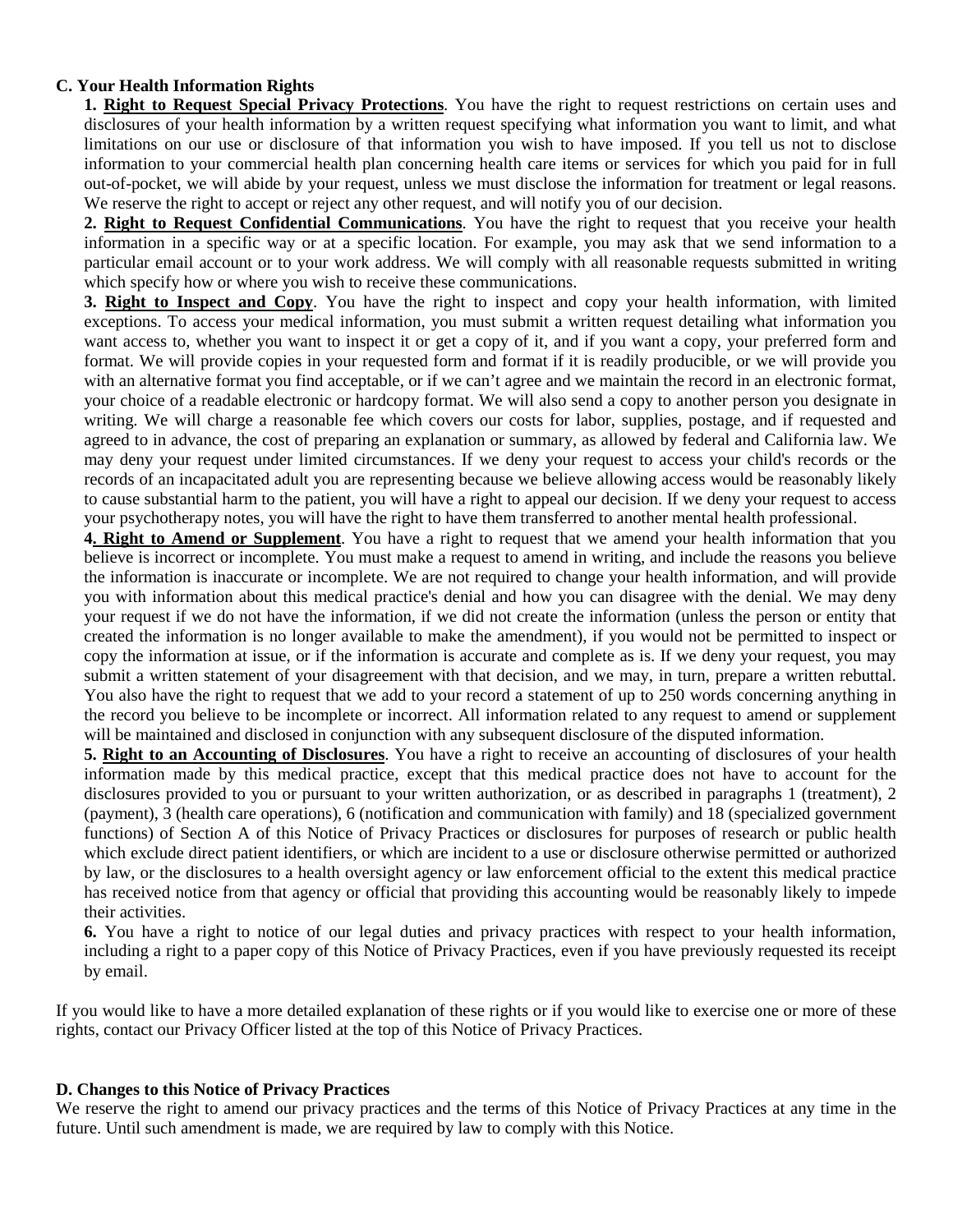**C. Your Health Information Rights**

**1. Right to Request Special Privacy Protections**. You have the right to request restrictions on certain uses and disclosures of your health information by a written request specifying what information you want to limit, and what limitations on our use or disclosure of that information you wish to have imposed. If you tell us not to disclose information to your commercial health plan concerning health care items or services for which you paid for in full out-of-pocket, we will abide by your request, unless we must disclose the information for treatment or legal reasons. We reserve the right to accept or reject any other request, and will notify you of our decision.

**2. Right to Request Confidential Communications**. You have the right to request that you receive your health information in a specific way or at a specific location. For example, you may ask that we send information to a particular email account or to your work address. We will comply with all reasonable requests submitted in writing which specify how or where you wish to receive these communications.

**3. Right to Inspect and Copy**. You have the right to inspect and copy your health information, with limited exceptions. To access your medical information, you must submit a written request detailing what information you want access to, whether you want to inspect it or get a copy of it, and if you want a copy, your preferred form and format. We will provide copies in your requested form and format if it is readily producible, or we will provide you with an alternative format you find acceptable, or if we can't agree and we maintain the record in an electronic format, your choice of a readable electronic or hardcopy format. We will also send a copy to another person you designate in writing. We will charge a reasonable fee which covers our costs for labor, supplies, postage, and if requested and agreed to in advance, the cost of preparing an explanation or summary, as allowed by federal and California law. We may deny your request under limited circumstances. If we deny your request to access your child's records or the records of an incapacitated adult you are representing because we believe allowing access would be reasonably likely to cause substantial harm to the patient, you will have a right to appeal our decision. If we deny your request to access your psychotherapy notes, you will have the right to have them transferred to another mental health professional.

**4. Right to Amend or Supplement**. You have a right to request that we amend your health information that you believe is incorrect or incomplete. You must make a request to amend in writing, and include the reasons you believe the information is inaccurate or incomplete. We are not required to change your health information, and will provide you with information about this medical practice's denial and how you can disagree with the denial. We may deny your request if we do not have the information, if we did not create the information (unless the person or entity that created the information is no longer available to make the amendment), if you would not be permitted to inspect or copy the information at issue, or if the information is accurate and complete as is. If we deny your request, you may submit a written statement of your disagreement with that decision, and we may, in turn, prepare a written rebuttal. You also have the right to request that we add to your record a statement of up to 250 words concerning anything in the record you believe to be incomplete or incorrect. All information related to any request to amend or supplement will be maintained and disclosed in conjunction with any subsequent disclosure of the disputed information.

**5. Right to an Accounting of Disclosures**. You have a right to receive an accounting of disclosures of your health information made by this medical practice, except that this medical practice does not have to account for the disclosures provided to you or pursuant to your written authorization, or as described in paragraphs 1 (treatment), 2 (payment), 3 (health care operations), 6 (notification and communication with family) and 18 (specialized government functions) of Section A of this Notice of Privacy Practices or disclosures for purposes of research or public health which exclude direct patient identifiers, or which are incident to a use or disclosure otherwise permitted or authorized by law, or the disclosures to a health oversight agency or law enforcement official to the extent this medical practice has received notice from that agency or official that providing this accounting would be reasonably likely to impede their activities.

**6.** You have a right to notice of our legal duties and privacy practices with respect to your health information, including a right to a paper copy of this Notice of Privacy Practices, even if you have previously requested its receipt by email.

If you would like to have a more detailed explanation of these rights or if you would like to exercise one or more of these rights, contact our Privacy Officer listed at the top of this Notice of Privacy Practices.

**D. Changes to this Notice of Privacy Practices**

We reserve the right to amend our privacy practices and the terms of this Notice of Privacy Practices at any time in the future. Until such amendment is made, we are required by law to comply with this Notice.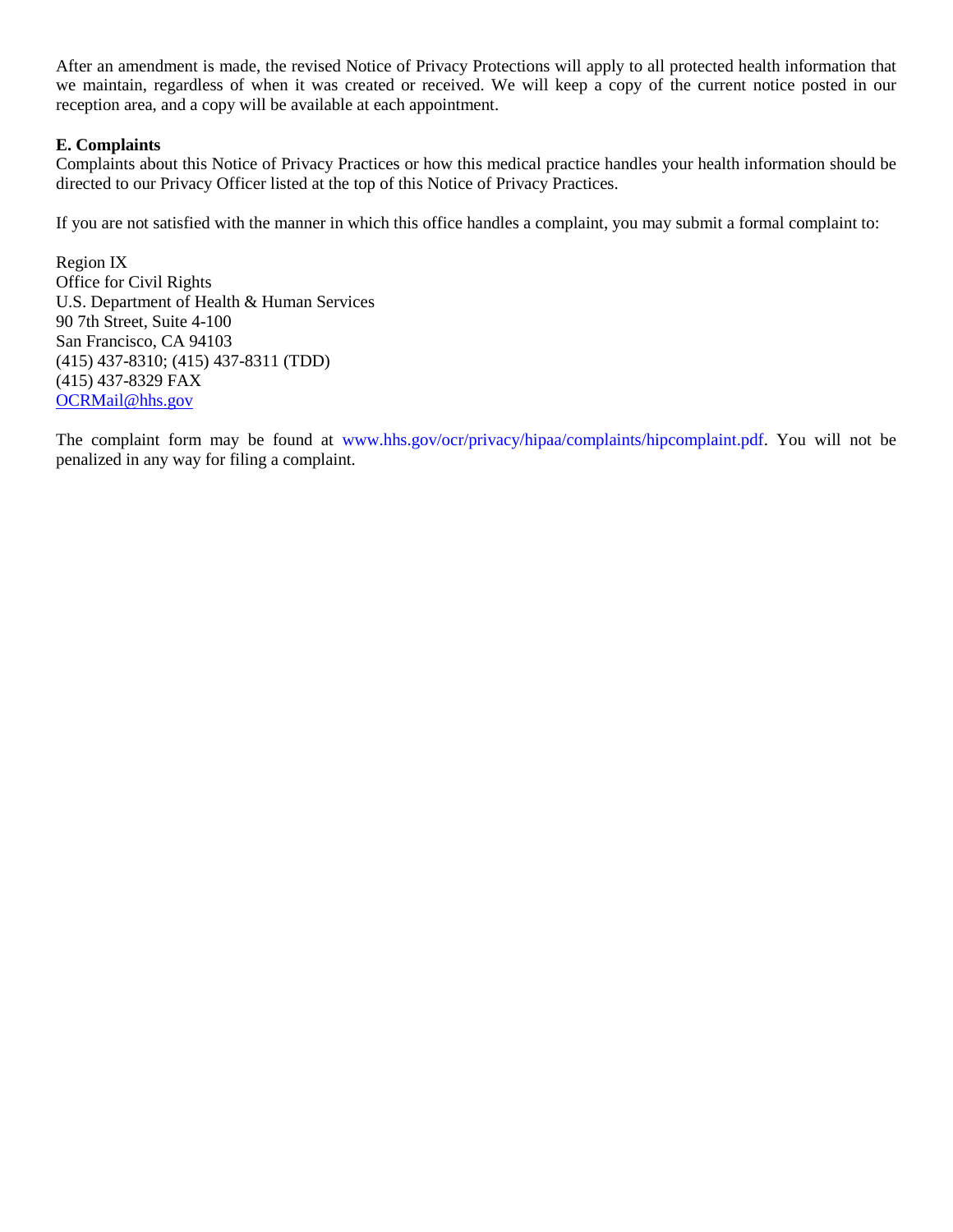After an amendment is made, the revised Notice of Privacy Protections will apply to all protected health information that we maintain, regardless of when it was created or received. We will keep a copy of the current notice posted in our reception area, and a copy will be available at each appointment.

**E. Complaints**

Complaints about this Notice of Privacy Practices or how this medical practice handles your health information should be directed to our Privacy Officer listed at the top of this Notice of Privacy Practices.

If you are not satisfied with the manner in which this office handles a complaint, you may submit a formal complaint to:

Region IX
Office for Civil Rights
U.S. Department of Health & Human Services
90 7th Street, Suite 4-100
San Francisco, CA 94103
(415) 437-8310; (415) 437-8311 (TDD)
(415) 437-8329 FAX
OCRMail@hhs.gov

The complaint form may be found at www.hhs.gov/ocr/privacy/hipaa/complaints/hipcomplaint.pdf. You will not be penalized in any way for filing a complaint.